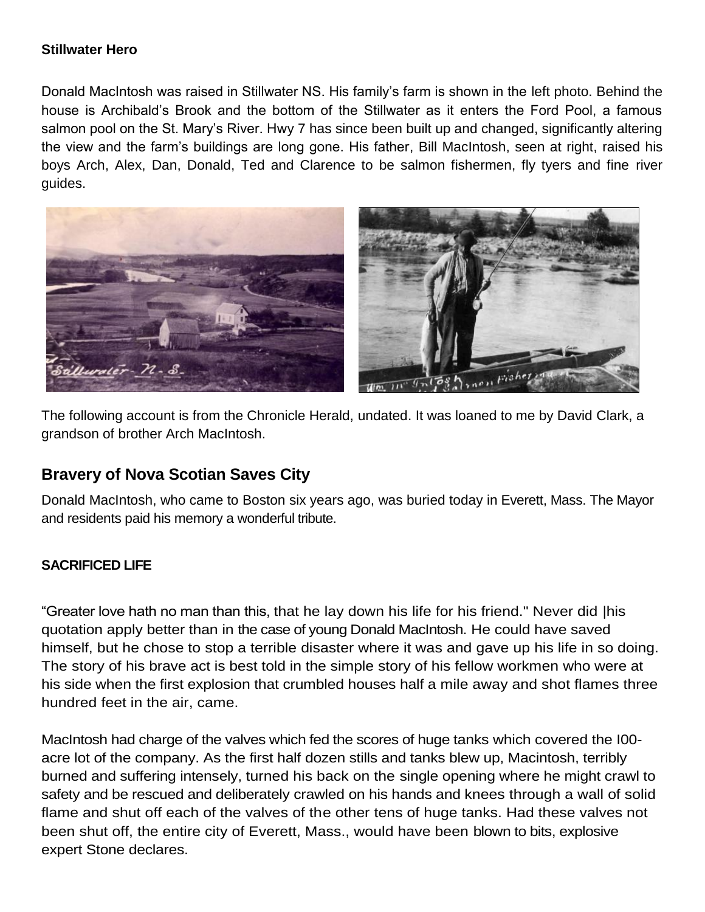**Stillwater Hero**

Donald MacIntosh was raised in Stillwater NS. His family's farm is shown in the left photo. Behind the house is Archibald's Brook and the bottom of the Stillwater as it enters the Ford Pool, a famous salmon pool on the St. Mary's River. Hwy 7 has since been built up and changed, significantly altering the view and the farm's buildings are long gone. His father, Bill MacIntosh, seen at right, raised his boys Arch, Alex, Dan, Donald, Ted and Clarence to be salmon fishermen, fly tyers and fine river guides.

The following account is from the Chronicle Herald, undated. It was loaned to me by David Clark, a grandson of brother Arch MacIntosh.

## Bravery of Nova Scotian Saves City

Donald MacIntosh, who came to Boston six years ago, was buried today in Everett, Mass. The Mayor and residents paid his memory a wonderful tribute.

**SACRIFICED LIFE**

"Greater love hath no man than this, that he lay down his life for his friend." Never did |his quotation apply better than in the case of young Donald MacIntosh. He could have saved himself, but he chose to stop a terrible disaster where it was and gave up his life in so doing. The story of his brave act is best told in the simple story of his fellow workmen who were at his side when the first explosion that crumbled houses half a mile away and shot flames three hundred feet in the air, came.

MacIntosh had charge of the valves which fed the scores of huge tanks which covered the I00-acre lot of the company. As the first half dozen stills and tanks blew up, Macintosh, terribly burned and suffering intensely, turned his back on the single opening where he might crawl to safety and be rescued and deliberately crawled on his hands and knees through a wall of solid flame and shut off each of the valves of the other tens of huge tanks. Had these valves not been shut off, the entire city of Everett, Mass., would have been blown to bits, explosive expert Stone declares.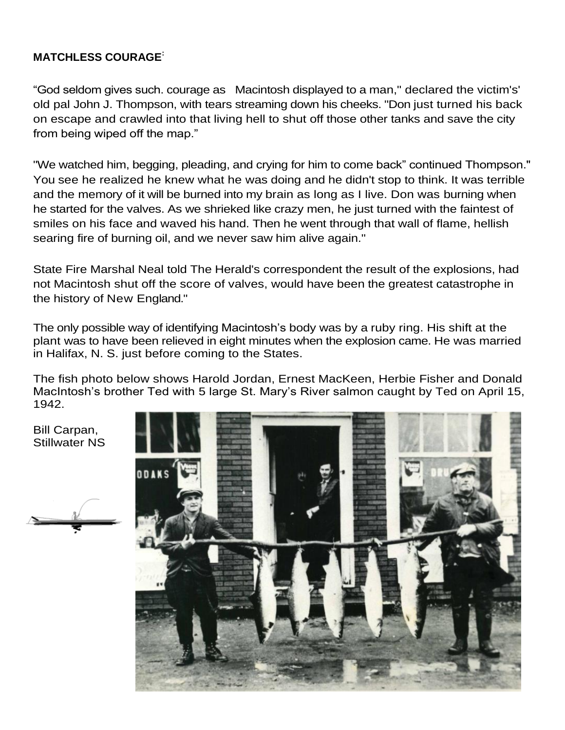**MATCHLESS COURAGE**:

“God seldom gives such. courage as Macintosh displayed to a man," declared the victim's' old pal John J. Thompson, with tears streaming down his cheeks. "Don just turned his back on escape and crawled into that living hell to shut off those other tanks and save the city from being wiped off the map.”

"We watched him, begging, pleading, and crying for him to come back” continued Thompson." You see he realized he knew what he was doing and he didn't stop to think. It was terrible and the memory of it will be burned into my brain as long as I live. Don was burning when he started for the valves. As we shrieked like crazy men, he just turned with the faintest of smiles on his face and waved his hand. Then he went through that wall of flame, hellish searing fire of burning oil, and we never saw him alive again."

State Fire Marshal Neal told The Herald's correspondent the result of the explosions, had not Macintosh shut off the score of valves, would have been the greatest catastrophe in the history of New England."

The only possible way of identifying Macintosh’s body was by a ruby ring. His shift at the plant was to have been relieved in eight minutes when the explosion came. He was married in Halifax, N. S. just before coming to the States.

The fish photo below shows Harold Jordan, Ernest MacKeen, Herbie Fisher and Donald MacIntosh’s brother Ted with 5 large St. Mary’s River salmon caught by Ted on April 15, 1942.

Bill Carpan,
Stillwater NS